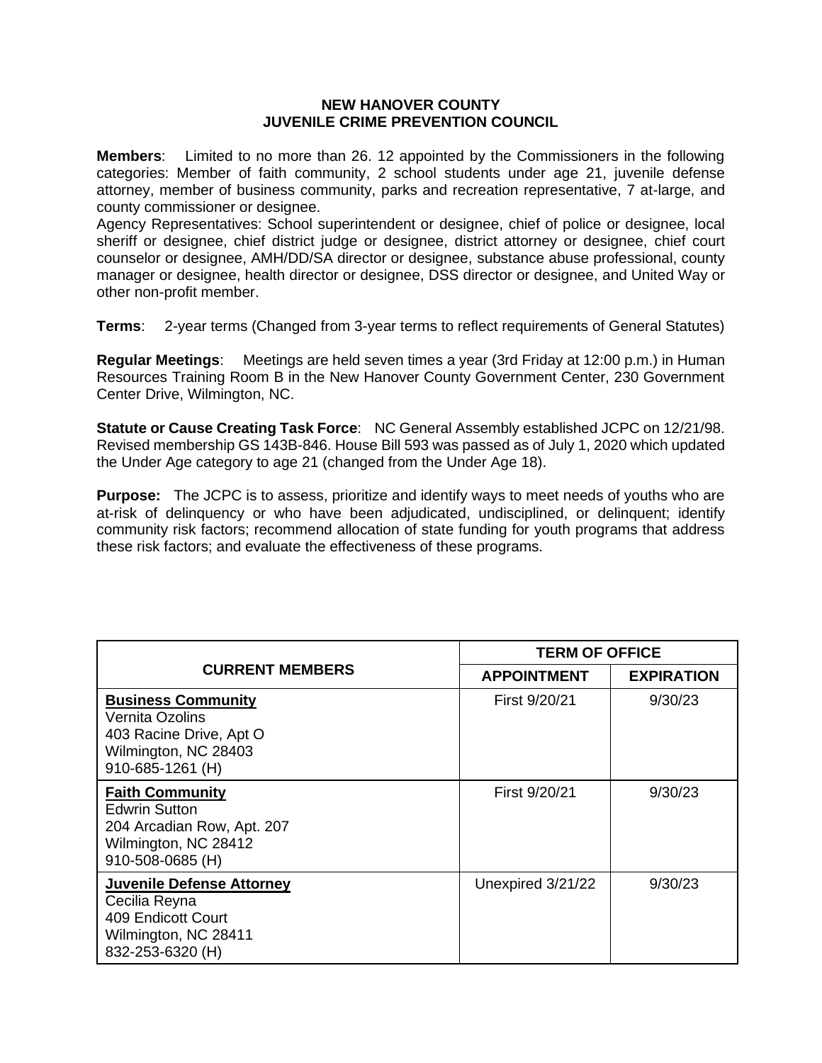**NEW HANOVER COUNTY**
**JUVENILE CRIME PREVENTION COUNCIL**

**Members**: Limited to no more than 26. 12 appointed by the Commissioners in the following categories: Member of faith community, 2 school students under age 21, juvenile defense attorney, member of business community, parks and recreation representative, 7 at-large, and county commissioner or designee.
Agency Representatives: School superintendent or designee, chief of police or designee, local sheriff or designee, chief district judge or designee, district attorney or designee, chief court counselor or designee, AMH/DD/SA director or designee, substance abuse professional, county manager or designee, health director or designee, DSS director or designee, and United Way or other non-profit member.

**Terms**: 2-year terms (Changed from 3-year terms to reflect requirements of General Statutes)

**Regular Meetings**: Meetings are held seven times a year (3rd Friday at 12:00 p.m.) in Human Resources Training Room B in the New Hanover County Government Center, 230 Government Center Drive, Wilmington, NC.

**Statute or Cause Creating Task Force**: NC General Assembly established JCPC on 12/21/98. Revised membership GS 143B-846. House Bill 593 was passed as of July 1, 2020 which updated the Under Age category to age 21 (changed from the Under Age 18).

**Purpose:** The JCPC is to assess, prioritize and identify ways to meet needs of youths who are at-risk of delinquency or who have been adjudicated, undisciplined, or delinquent; identify community risk factors; recommend allocation of state funding for youth programs that address these risk factors; and evaluate the effectiveness of these programs.

| CURRENT MEMBERS | TERM OF OFFICE | |
|---|---|---|
| | **APPOINTMENT** | **EXPIRATION** |
| **Business Community**<br>Vernita Ozolins<br>403 Racine Drive, Apt O<br>Wilmington, NC 28403<br>910-685-1261 (H) | First 9/20/21 | 9/30/23 |
| **Faith Community**<br>Edwrin Sutton<br>204 Arcadian Row, Apt. 207<br>Wilmington, NC 28412<br>910-508-0685 (H) | First 9/20/21 | 9/30/23 |
| **Juvenile Defense Attorney**<br>Cecilia Reyna<br>409 Endicott Court<br>Wilmington, NC 28411<br>832-253-6320 (H) | Unexpired 3/21/22 | 9/30/23 |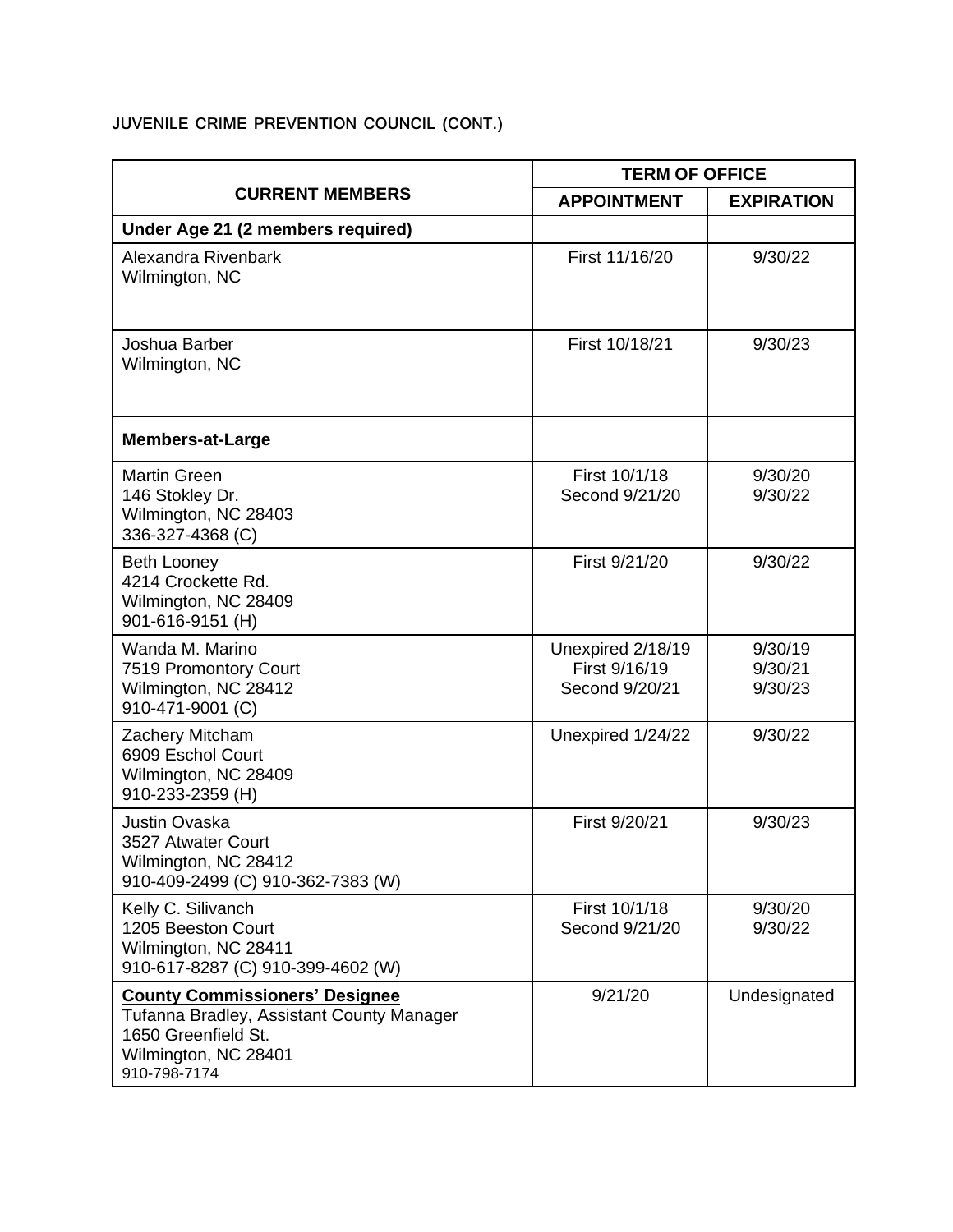JUVENILE CRIME PREVENTION COUNCIL (CONT.)

| CURRENT MEMBERS | TERM OF OFFICE | |
|---|---|---|
| | APPOINTMENT | EXPIRATION |
| **Under Age 21 (2 members required)** | | |
| Alexandra Rivenbark<br>Wilmington, NC | First 11/16/20 | 9/30/22 |
| Joshua Barber<br>Wilmington, NC | First 10/18/21 | 9/30/23 |
| **Members-at-Large** | | |
| Martin Green<br>146 Stokley Dr.<br>Wilmington, NC 28403<br>336-327-4368 (C) | First 10/1/18<br>Second 9/21/20 | 9/30/20<br>9/30/22 |
| Beth Looney<br>4214 Crockette Rd.<br>Wilmington, NC 28409<br>901-616-9151 (H) | First 9/21/20 | 9/30/22 |
| Wanda M. Marino<br>7519 Promontory Court<br>Wilmington, NC 28412<br>910-471-9001 (C) | Unexpired 2/18/19<br>First 9/16/19<br>Second 9/20/21 | 9/30/19<br>9/30/21<br>9/30/23 |
| Zachery Mitcham<br>6909 Eschol Court<br>Wilmington, NC 28409<br>910-233-2359 (H) | Unexpired 1/24/22 | 9/30/22 |
| Justin Ovaska<br>3527 Atwater Court<br>Wilmington, NC 28412<br>910-409-2499 (C) 910-362-7383 (W) | First 9/20/21 | 9/30/23 |
| Kelly C. Silivanch<br>1205 Beeston Court<br>Wilmington, NC 28411<br>910-617-8287 (C) 910-399-4602 (W) | First 10/1/18<br>Second 9/21/20 | 9/30/20<br>9/30/22 |
| **County Commissioners' Designee**<br>Tufanna Bradley, Assistant County Manager<br>1650 Greenfield St.<br>Wilmington, NC 28401<br>910-798-7174 | 9/21/20 | Undesignated |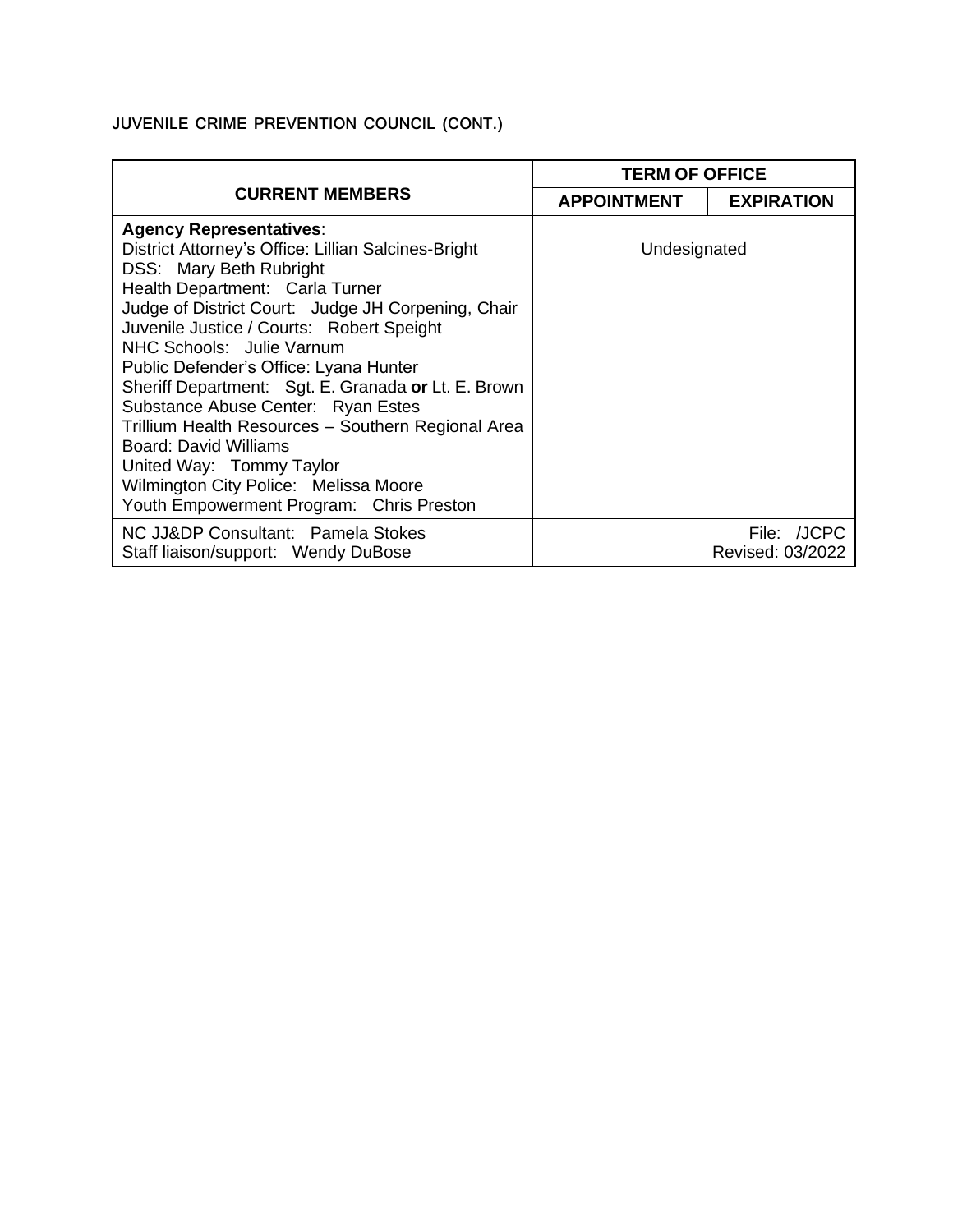JUVENILE CRIME PREVENTION COUNCIL (CONT.)

| CURRENT MEMBERS | TERM OF OFFICE | |
|---|---|---|
| | APPOINTMENT | EXPIRATION |
| **Agency Representatives**:<br>District Attorney's Office: Lillian Salcines-Bright<br>DSS: Mary Beth Rubright<br>Health Department: Carla Turner<br>Judge of District Court: Judge JH Corpening, Chair<br>Juvenile Justice / Courts: Robert Speight<br>NHC Schools: Julie Varnum<br>Public Defender's Office: Lyana Hunter<br>Sheriff Department: Sgt. E. Granada **or** Lt. E. Brown<br>Substance Abuse Center: Ryan Estes<br>Trillium Health Resources – Southern Regional Area Board: David Williams<br>United Way: Tommy Taylor<br>Wilmington City Police: Melissa Moore<br>Youth Empowerment Program: Chris Preston | Undesignated | |
| NC JJ&DP Consultant: Pamela Stokes<br>Staff liaison/support: Wendy DuBose | | File: /JCPC<br>Revised: 03/2022 |